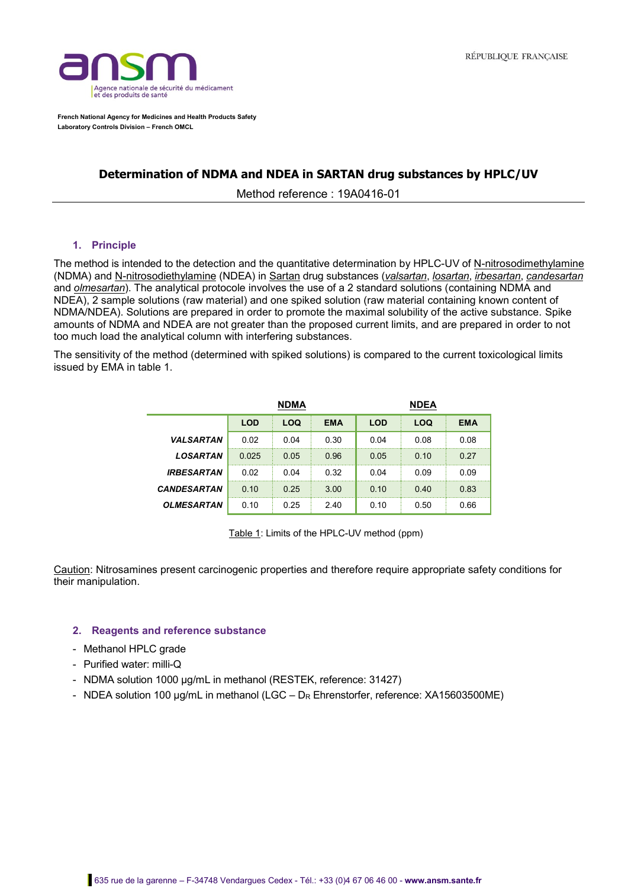French National Agency for Medicines and Health Products Safety
Laboratory Controls Division – French OMCL

# Determination of NDMA and NDEA in SARTAN drug substances by HPLC/UV

Method reference : 19A0416-01

## 1. Principle

The method is intended to the detection and the quantitative determination by HPLC-UV of N-nitrosodimethylamine (NDMA) and N-nitrosodiethylamine (NDEA) in Sartan drug substances (*valsartan*, *losartan*, *irbesartan*, *candesartan* and *olmesartan*). The analytical protocole involves the use of a 2 standard solutions (containing NDMA and NDEA), 2 sample solutions (raw material) and one spiked solution (raw material containing known content of NDMA/NDEA). Solutions are prepared in order to promote the maximal solubility of the active substance. Spike amounts of NDMA and NDEA are not greater than the proposed current limits, and are prepared in order to not too much load the analytical column with interfering substances.

The sensitivity of the method (determined with spiked solutions) is compared to the current toxicological limits issued by EMA in table 1.

| | NDMA | | | NDEA | | |
|---|---|---|---|---|---|---|
| | LOD | LOQ | EMA | LOD | LOQ | EMA |
| ***VALSARTAN*** | 0.02 | 0.04 | 0.30 | 0.04 | 0.08 | 0.08 |
| ***LOSARTAN*** | 0.025 | 0.05 | 0.96 | 0.05 | 0.10 | 0.27 |
| ***IRBESARTAN*** | 0.02 | 0.04 | 0.32 | 0.04 | 0.09 | 0.09 |
| ***CANDESARTAN*** | 0.10 | 0.25 | 3.00 | 0.10 | 0.40 | 0.83 |
| ***OLMESARTAN*** | 0.10 | 0.25 | 2.40 | 0.10 | 0.50 | 0.66 |

Table 1: Limits of the HPLC-UV method (ppm)

Caution: Nitrosamines present carcinogenic properties and therefore require appropriate safety conditions for their manipulation.

## 2. Reagents and reference substance

- Methanol HPLC grade
- Purified water: milli-Q
- NDMA solution 1000 µg/mL in methanol (RESTEK, reference: 31427)
- NDEA solution 100 µg/mL in methanol (LGC – $D_R$ Ehrenstorfer, reference: XA15603500ME)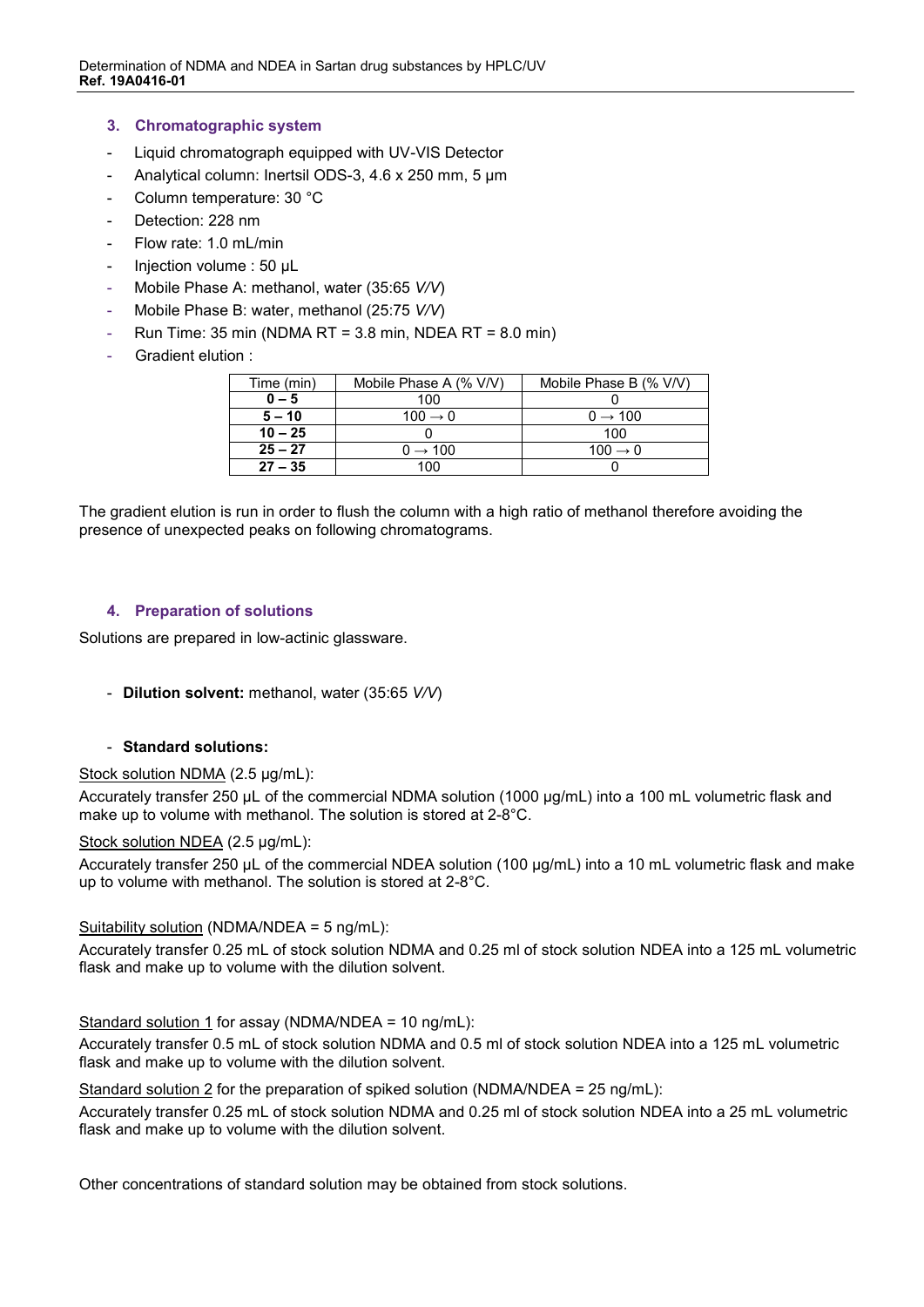## 3. Chromatographic system

- Liquid chromatograph equipped with UV-VIS Detector
- Analytical column: Inertsil ODS-3, 4.6 x 250 mm, 5 µm
- Column temperature: 30 °C
- Detection: 228 nm
- Flow rate: 1.0 mL/min
- Injection volume : 50 µL
- Mobile Phase A: methanol, water (35:65 *V/V*)
- Mobile Phase B: water, methanol (25:75 *V/V*)
- Run Time: 35 min (NDMA RT = 3.8 min, NDEA RT = 8.0 min)
- Gradient elution :

| Time (min) | Mobile Phase A (% V/V) | Mobile Phase B (% V/V) |
|---|---|---|
| **0 – 5** | 100 | 0 |
| **5 – 10** | 100 → 0 | 0 → 100 |
| **10 – 25** | 0 | 100 |
| **25 – 27** | 0 → 100 | 100 → 0 |
| **27 – 35** | 100 | 0 |

The gradient elution is run in order to flush the column with a high ratio of methanol therefore avoiding the presence of unexpected peaks on following chromatograms.

## 4. Preparation of solutions

Solutions are prepared in low-actinic glassware.

- **Dilution solvent:** methanol, water (35:65 *V/V*)

- **Standard solutions:**

Stock solution NDMA (2.5 µg/mL):

Accurately transfer 250 µL of the commercial NDMA solution (1000 µg/mL) into a 100 mL volumetric flask and make up to volume with methanol. The solution is stored at 2-8°C.

Stock solution NDEA (2.5 µg/mL):

Accurately transfer 250 µL of the commercial NDEA solution (100 µg/mL) into a 10 mL volumetric flask and make up to volume with methanol. The solution is stored at 2-8°C.

Suitability solution (NDMA/NDEA = 5 ng/mL):

Accurately transfer 0.25 mL of stock solution NDMA and 0.25 ml of stock solution NDEA into a 125 mL volumetric flask and make up to volume with the dilution solvent.

Standard solution 1 for assay (NDMA/NDEA = 10 ng/mL):

Accurately transfer 0.5 mL of stock solution NDMA and 0.5 ml of stock solution NDEA into a 125 mL volumetric flask and make up to volume with the dilution solvent.

Standard solution 2 for the preparation of spiked solution (NDMA/NDEA = 25 ng/mL):

Accurately transfer 0.25 mL of stock solution NDMA and 0.25 ml of stock solution NDEA into a 25 mL volumetric flask and make up to volume with the dilution solvent.

Other concentrations of standard solution may be obtained from stock solutions.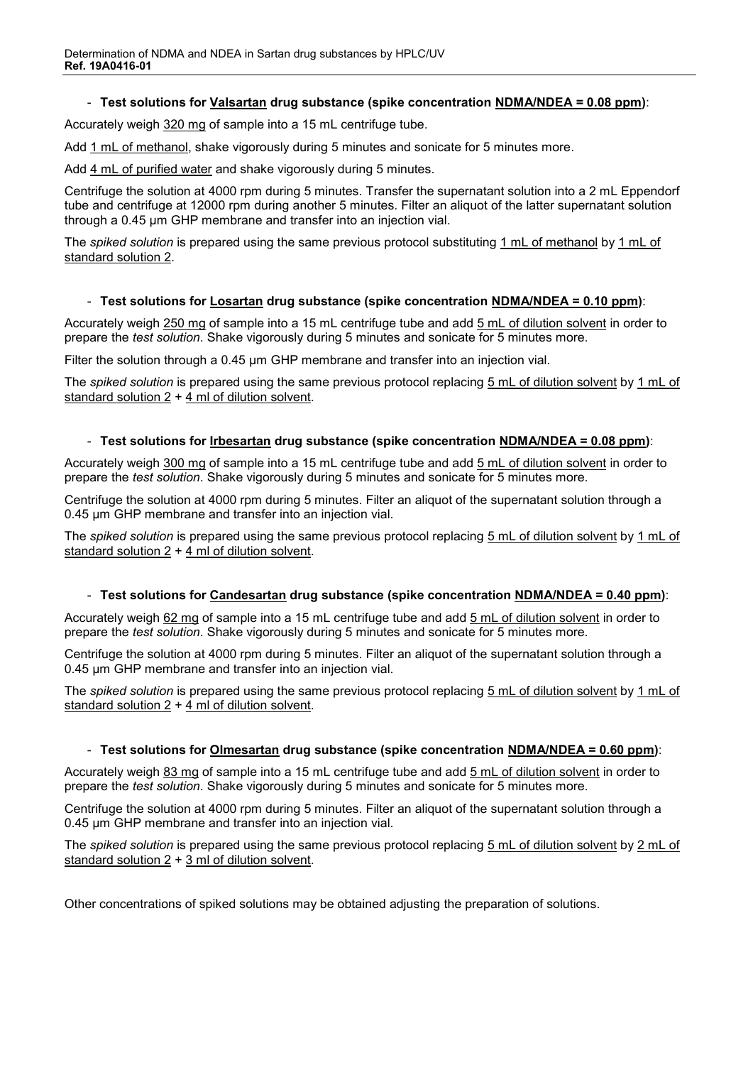- **Test solutions for Valsartan drug substance (spike concentration NDMA/NDEA = 0.08 ppm)**:

Accurately weigh 320 mg of sample into a 15 mL centrifuge tube.

Add 1 mL of methanol, shake vigorously during 5 minutes and sonicate for 5 minutes more.

Add 4 mL of purified water and shake vigorously during 5 minutes.

Centrifuge the solution at 4000 rpm during 5 minutes. Transfer the supernatant solution into a 2 mL Eppendorf tube and centrifuge at 12000 rpm during another 5 minutes. Filter an aliquot of the latter supernatant solution through a 0.45 µm GHP membrane and transfer into an injection vial.

The *spiked solution* is prepared using the same previous protocol substituting 1 mL of methanol by 1 mL of standard solution 2.

- **Test solutions for Losartan drug substance (spike concentration NDMA/NDEA = 0.10 ppm)**:

Accurately weigh 250 mg of sample into a 15 mL centrifuge tube and add 5 mL of dilution solvent in order to prepare the *test solution*. Shake vigorously during 5 minutes and sonicate for 5 minutes more.

Filter the solution through a 0.45 µm GHP membrane and transfer into an injection vial.

The *spiked solution* is prepared using the same previous protocol replacing 5 mL of dilution solvent by 1 mL of standard solution 2 + 4 ml of dilution solvent.

- **Test solutions for Irbesartan drug substance (spike concentration NDMA/NDEA = 0.08 ppm)**:

Accurately weigh 300 mg of sample into a 15 mL centrifuge tube and add 5 mL of dilution solvent in order to prepare the *test solution*. Shake vigorously during 5 minutes and sonicate for 5 minutes more.

Centrifuge the solution at 4000 rpm during 5 minutes. Filter an aliquot of the supernatant solution through a 0.45 µm GHP membrane and transfer into an injection vial.

The *spiked solution* is prepared using the same previous protocol replacing 5 mL of dilution solvent by 1 mL of standard solution 2 + 4 ml of dilution solvent.

- **Test solutions for Candesartan drug substance (spike concentration NDMA/NDEA = 0.40 ppm)**:

Accurately weigh 62 mg of sample into a 15 mL centrifuge tube and add 5 mL of dilution solvent in order to prepare the *test solution*. Shake vigorously during 5 minutes and sonicate for 5 minutes more.

Centrifuge the solution at 4000 rpm during 5 minutes. Filter an aliquot of the supernatant solution through a 0.45 µm GHP membrane and transfer into an injection vial.

The *spiked solution* is prepared using the same previous protocol replacing 5 mL of dilution solvent by 1 mL of standard solution 2 + 4 ml of dilution solvent.

- **Test solutions for Olmesartan drug substance (spike concentration NDMA/NDEA = 0.60 ppm)**:

Accurately weigh 83 mg of sample into a 15 mL centrifuge tube and add 5 mL of dilution solvent in order to prepare the *test solution*. Shake vigorously during 5 minutes and sonicate for 5 minutes more.

Centrifuge the solution at 4000 rpm during 5 minutes. Filter an aliquot of the supernatant solution through a 0.45 µm GHP membrane and transfer into an injection vial.

The *spiked solution* is prepared using the same previous protocol replacing 5 mL of dilution solvent by 2 mL of standard solution 2 + 3 ml of dilution solvent.

Other concentrations of spiked solutions may be obtained adjusting the preparation of solutions.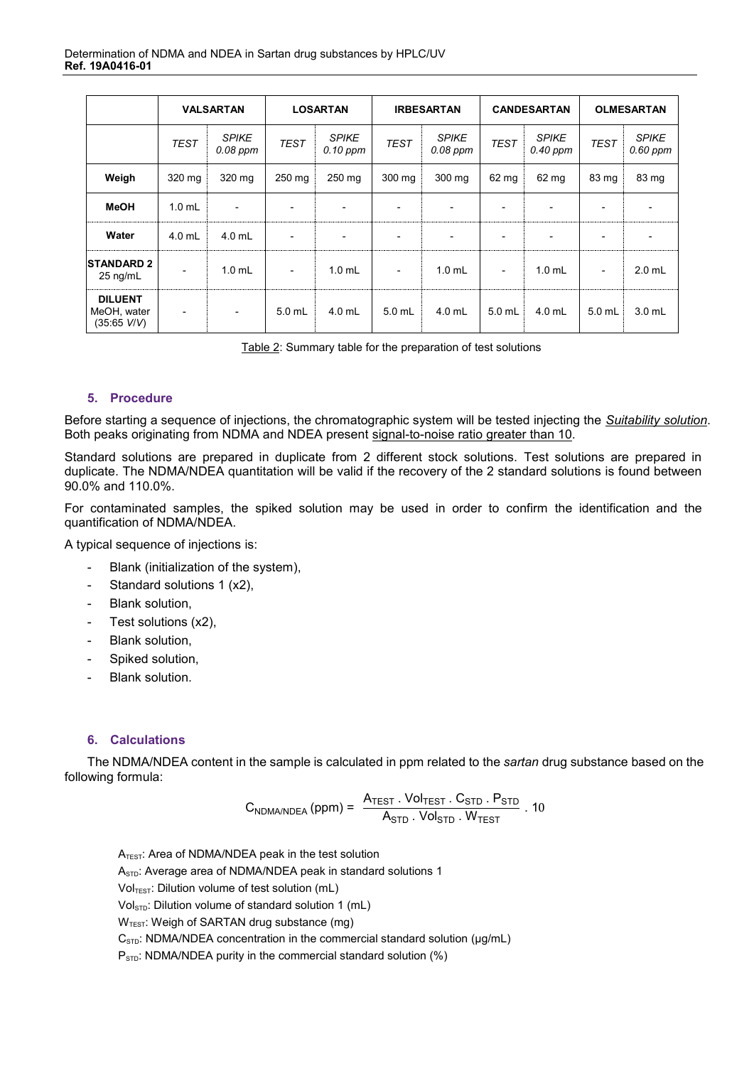| | VALSARTAN | | LOSARTAN | | IRBESARTAN | | CANDESARTAN | | OLMESARTAN | |
|---|---|---|---|---|---|---|---|---|---|---|
| | *TEST* | *SPIKE 0.08 ppm* | *TEST* | *SPIKE 0.10 ppm* | *TEST* | *SPIKE 0.08 ppm* | *TEST* | *SPIKE 0.40 ppm* | *TEST* | *SPIKE 0.60 ppm* |
| **Weigh** | 320 mg | 320 mg | 250 mg | 250 mg | 300 mg | 300 mg | 62 mg | 62 mg | 83 mg | 83 mg |
| **MeOH** | 1.0 mL | - | - | - | - | - | - | - | - | - |
| **Water** | 4.0 mL | 4.0 mL | - | - | - | - | - | - | - | - |
| **STANDARD 2** 25 ng/mL | - | 1.0 mL | - | 1.0 mL | - | 1.0 mL | - | 1.0 mL | - | 2.0 mL |
| **DILUENT** MeOH, water (35:65 *V/V*) | - | - | 5.0 mL | 4.0 mL | 5.0 mL | 4.0 mL | 5.0 mL | 4.0 mL | 5.0 mL | 3.0 mL |

Table 2: Summary table for the preparation of test solutions

## 5. Procedure

Before starting a sequence of injections, the chromatographic system will be tested injecting the *Suitability solution*. Both peaks originating from NDMA and NDEA present signal-to-noise ratio greater than 10.

Standard solutions are prepared in duplicate from 2 different stock solutions. Test solutions are prepared in duplicate. The NDMA/NDEA quantitation will be valid if the recovery of the 2 standard solutions is found between 90.0% and 110.0%.

For contaminated samples, the spiked solution may be used in order to confirm the identification and the quantification of NDMA/NDEA.

A typical sequence of injections is:

- Blank (initialization of the system),
- Standard solutions 1 (x2),
- Blank solution,
- Test solutions (x2),
- Blank solution,
- Spiked solution,
- Blank solution.

## 6. Calculations

The NDMA/NDEA content in the sample is calculated in ppm related to the *sartan* drug substance based on the following formula:

$$C_{NDMA/NDEA}\ (ppm) = \frac{A_{TEST} \cdot Vol_{TEST} \cdot C_{STD} \cdot P_{STD}}{A_{STD} \cdot Vol_{STD} \cdot W_{TEST}} \cdot 10$$

$A_{TEST}$: Area of NDMA/NDEA peak in the test solution

$A_{STD}$: Average area of NDMA/NDEA peak in standard solutions 1

$Vol_{TEST}$: Dilution volume of test solution (mL)

$Vol_{STD}$: Dilution volume of standard solution 1 (mL)

$W_{TEST}$: Weigh of SARTAN drug substance (mg)

$C_{STD}$: NDMA/NDEA concentration in the commercial standard solution (µg/mL)

$P_{STD}$: NDMA/NDEA purity in the commercial standard solution (%)